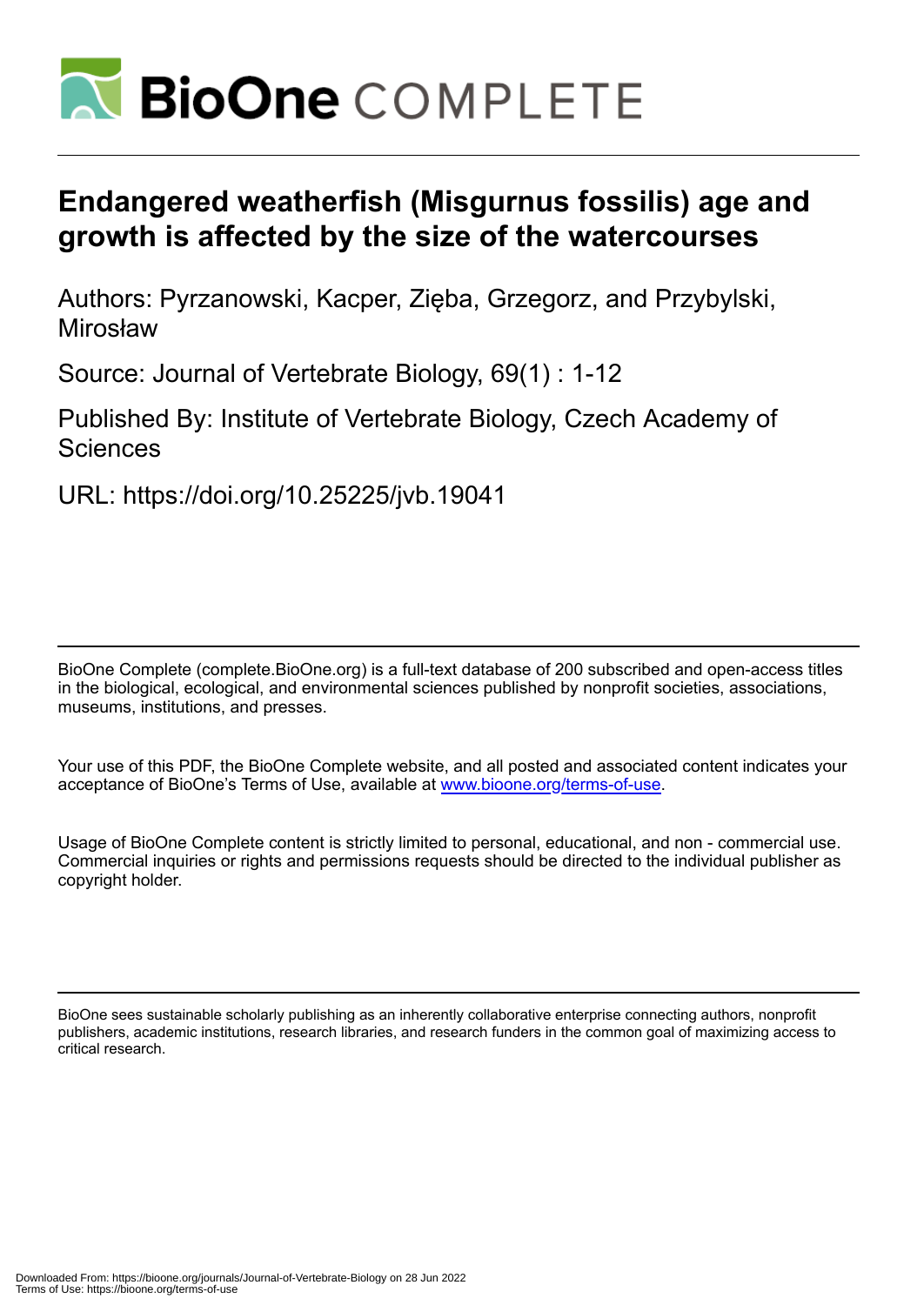# Endangered weatherfish (Misgurnus fossilis) age and growth is affected by the size of the watercourses

Authors: Pyrzanowski, Kacper, Zięba, Grzegorz, and Przybylski, Mirosław

Source: Journal of Vertebrate Biology, 69(1) : 1-12

Published By: Institute of Vertebrate Biology, Czech Academy of Sciences

URL: https://doi.org/10.25225/jvb.19041

BioOne Complete (complete.BioOne.org) is a full-text database of 200 subscribed and open-access titles in the biological, ecological, and environmental sciences published by nonprofit societies, associations, museums, institutions, and presses.

Your use of this PDF, the BioOne Complete website, and all posted and associated content indicates your acceptance of BioOne's Terms of Use, available at www.bioone.org/terms-of-use.

Usage of BioOne Complete content is strictly limited to personal, educational, and non - commercial use. Commercial inquiries or rights and permissions requests should be directed to the individual publisher as copyright holder.

BioOne sees sustainable scholarly publishing as an inherently collaborative enterprise connecting authors, nonprofit publishers, academic institutions, research libraries, and research funders in the common goal of maximizing access to critical research.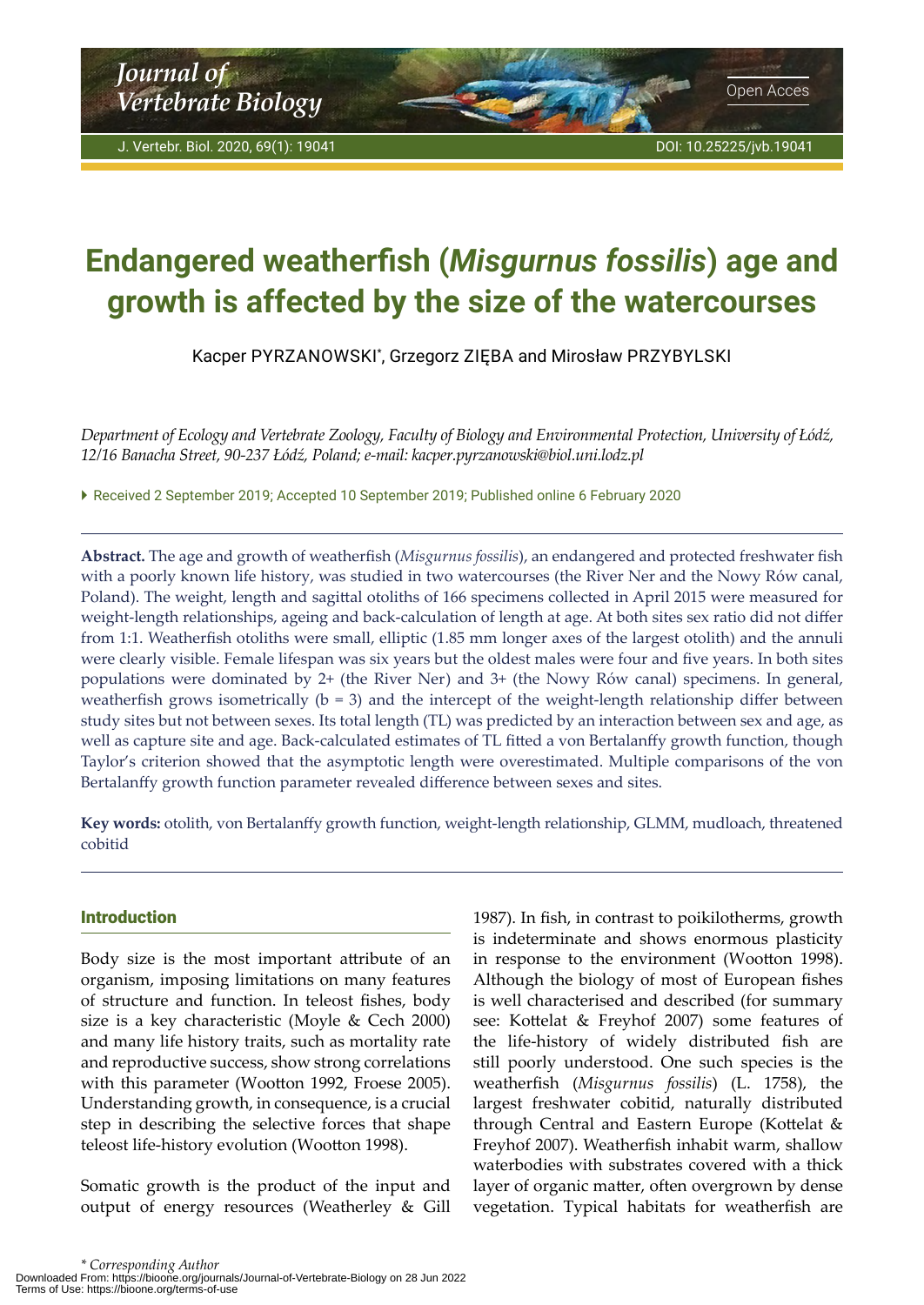# Endangered weatherfish (*Misgurnus fossilis*) age and growth is affected by the size of the watercourses

Kacper PYRZANOWSKI*, Grzegorz ZIĘBA and Mirosław PRZYBYLSKI

*Department of Ecology and Vertebrate Zoology, Faculty of Biology and Environmental Protection, University of Łódź, 12/16 Banacha Street, 90-237 Łódź, Poland; e-mail: kacper.pyrzanowski@biol.uni.lodz.pl*

Received 2 September 2019; Accepted 10 September 2019; Published online 6 February 2020

---

**Abstract.** The age and growth of weatherfish (*Misgurnus fossilis*), an endangered and protected freshwater fish with a poorly known life history, was studied in two watercourses (the River Ner and the Nowy Rów canal, Poland). The weight, length and sagittal otoliths of 166 specimens collected in April 2015 were measured for weight-length relationships, ageing and back-calculation of length at age. At both sites sex ratio did not differ from 1:1. Weatherfish otoliths were small, elliptic (1.85 mm longer axes of the largest otolith) and the annuli were clearly visible. Female lifespan was six years but the oldest males were four and five years. In both sites populations were dominated by 2+ (the River Ner) and 3+ (the Nowy Rów canal) specimens. In general, weatherfish grows isometrically (b = 3) and the intercept of the weight-length relationship differ between study sites but not between sexes. Its total length (TL) was predicted by an interaction between sex and age, as well as capture site and age. Back-calculated estimates of TL fitted a von Bertalanffy growth function, though Taylor's criterion showed that the asymptotic length were overestimated. Multiple comparisons of the von Bertalanffy growth function parameter revealed difference between sexes and sites.

**Key words:** otolith, von Bertalanffy growth function, weight-length relationship, GLMM, mudloach, threatened cobitid

---

## Introduction

Body size is the most important attribute of an organism, imposing limitations on many features of structure and function. In teleost fishes, body size is a key characteristic (Moyle & Cech 2000) and many life history traits, such as mortality rate and reproductive success, show strong correlations with this parameter (Wootton 1992, Froese 2005). Understanding growth, in consequence, is a crucial step in describing the selective forces that shape teleost life-history evolution (Wootton 1998).

Somatic growth is the product of the input and output of energy resources (Weatherley & Gill 1987). In fish, in contrast to poikilotherms, growth is indeterminate and shows enormous plasticity in response to the environment (Wootton 1998). Although the biology of most of European fishes is well characterised and described (for summary see: Kottelat & Freyhof 2007) some features of the life-history of widely distributed fish are still poorly understood. One such species is the weatherfish (*Misgurnus fossilis*) (L. 1758), the largest freshwater cobitid, naturally distributed through Central and Eastern Europe (Kottelat & Freyhof 2007). Weatherfish inhabit warm, shallow waterbodies with substrates covered with a thick layer of organic matter, often overgrown by dense vegetation. Typical habitats for weatherfish are

\* *Corresponding Author*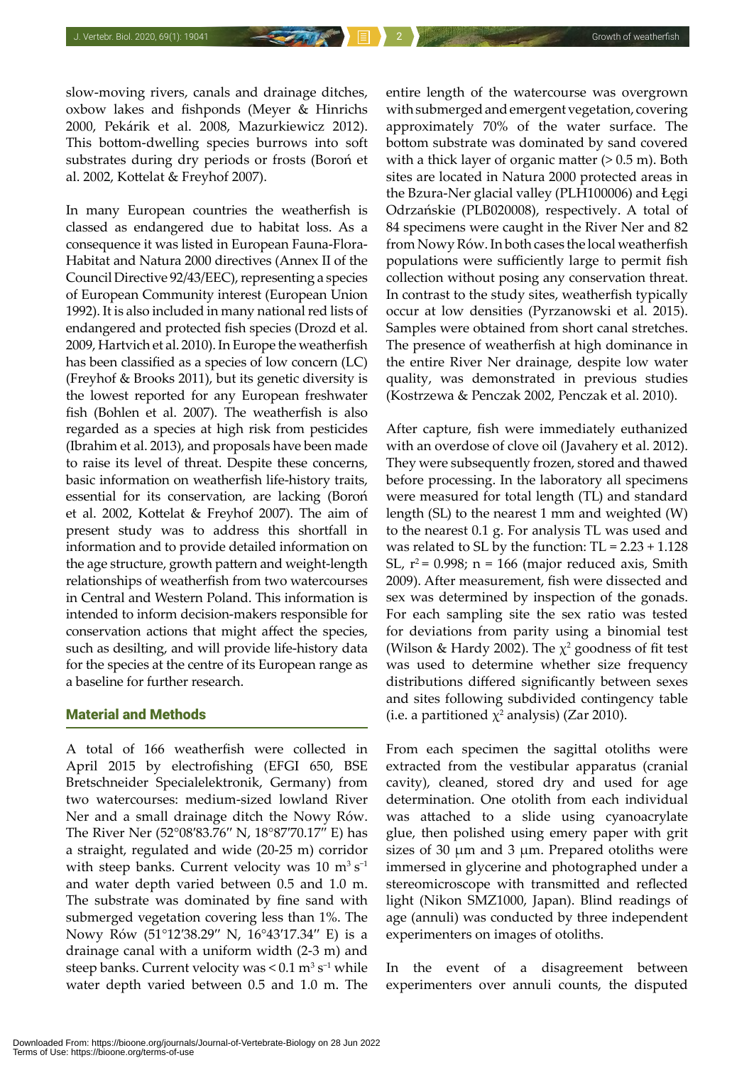slow-moving rivers, canals and drainage ditches, oxbow lakes and fishponds (Meyer & Hinrichs 2000, Pekárik et al. 2008, Mazurkiewicz 2012). This bottom-dwelling species burrows into soft substrates during dry periods or frosts (Boroń et al. 2002, Kottelat & Freyhof 2007).

In many European countries the weatherfish is classed as endangered due to habitat loss. As a consequence it was listed in European Fauna-Flora-Habitat and Natura 2000 directives (Annex II of the Council Directive 92/43/EEC), representing a species of European Community interest (European Union 1992). It is also included in many national red lists of endangered and protected fish species (Drozd et al. 2009, Hartvich et al. 2010). In Europe the weatherfish has been classified as a species of low concern (LC) (Freyhof & Brooks 2011), but its genetic diversity is the lowest reported for any European freshwater fish (Bohlen et al. 2007). The weatherfish is also regarded as a species at high risk from pesticides (Ibrahim et al. 2013), and proposals have been made to raise its level of threat. Despite these concerns, basic information on weatherfish life-history traits, essential for its conservation, are lacking (Boroń et al. 2002, Kottelat & Freyhof 2007). The aim of present study was to address this shortfall in information and to provide detailed information on the age structure, growth pattern and weight-length relationships of weatherfish from two watercourses in Central and Western Poland. This information is intended to inform decision-makers responsible for conservation actions that might affect the species, such as desilting, and will provide life-history data for the species at the centre of its European range as a baseline for further research.

## Material and Methods

A total of 166 weatherfish were collected in April 2015 by electrofishing (EFGI 650, BSE Bretschneider Specialelektronik, Germany) from two watercourses: medium-sized lowland River Ner and a small drainage ditch the Nowy Rów. The River Ner (52°08′83.76″ N, 18°87′70.17″ E) has a straight, regulated and wide (20-25 m) corridor with steep banks. Current velocity was 10 $m^3 s^{-1}$ and water depth varied between 0.5 and 1.0 m. The substrate was dominated by fine sand with submerged vegetation covering less than 1%. The Nowy Rów (51°12′38.29″ N, 16°43′17.34″ E) is a drainage canal with a uniform width (2-3 m) and steep banks. Current velocity was < 0.1 $m^3 s^{-1}$ while water depth varied between 0.5 and 1.0 m. The entire length of the watercourse was overgrown with submerged and emergent vegetation, covering approximately 70% of the water surface. The bottom substrate was dominated by sand covered with a thick layer of organic matter (> 0.5 m). Both sites are located in Natura 2000 protected areas in the Bzura-Ner glacial valley (PLH100006) and Łęgi Odrzańskie (PLB020008), respectively. A total of 84 specimens were caught in the River Ner and 82 from Nowy Rów. In both cases the local weatherfish populations were sufficiently large to permit fish collection without posing any conservation threat. In contrast to the study sites, weatherfish typically occur at low densities (Pyrzanowski et al. 2015). Samples were obtained from short canal stretches. The presence of weatherfish at high dominance in the entire River Ner drainage, despite low water quality, was demonstrated in previous studies (Kostrzewa & Penczak 2002, Penczak et al. 2010).

After capture, fish were immediately euthanized with an overdose of clove oil (Javahery et al. 2012). They were subsequently frozen, stored and thawed before processing. In the laboratory all specimens were measured for total length (TL) and standard length (SL) to the nearest 1 mm and weighted (W) to the nearest 0.1 g. For analysis TL was used and was related to SL by the function: TL = 2.23 + 1.128 SL, $r^2$ = 0.998; n = 166 (major reduced axis, Smith 2009). After measurement, fish were dissected and sex was determined by inspection of the gonads. For each sampling site the sex ratio was tested for deviations from parity using a binomial test (Wilson & Hardy 2002). The $\chi^2$ goodness of fit test was used to determine whether size frequency distributions differed significantly between sexes and sites following subdivided contingency table (i.e. a partitioned $\chi^2$ analysis) (Zar 2010).

From each specimen the sagittal otoliths were extracted from the vestibular apparatus (cranial cavity), cleaned, stored dry and used for age determination. One otolith from each individual was attached to a slide using cyanoacrylate glue, then polished using emery paper with grit sizes of 30 μm and 3 μm. Prepared otoliths were immersed in glycerine and photographed under a stereomicroscope with transmitted and reflected light (Nikon SMZ1000, Japan). Blind readings of age (annuli) was conducted by three independent experimenters on images of otoliths.

In the event of a disagreement between experimenters over annuli counts, the disputed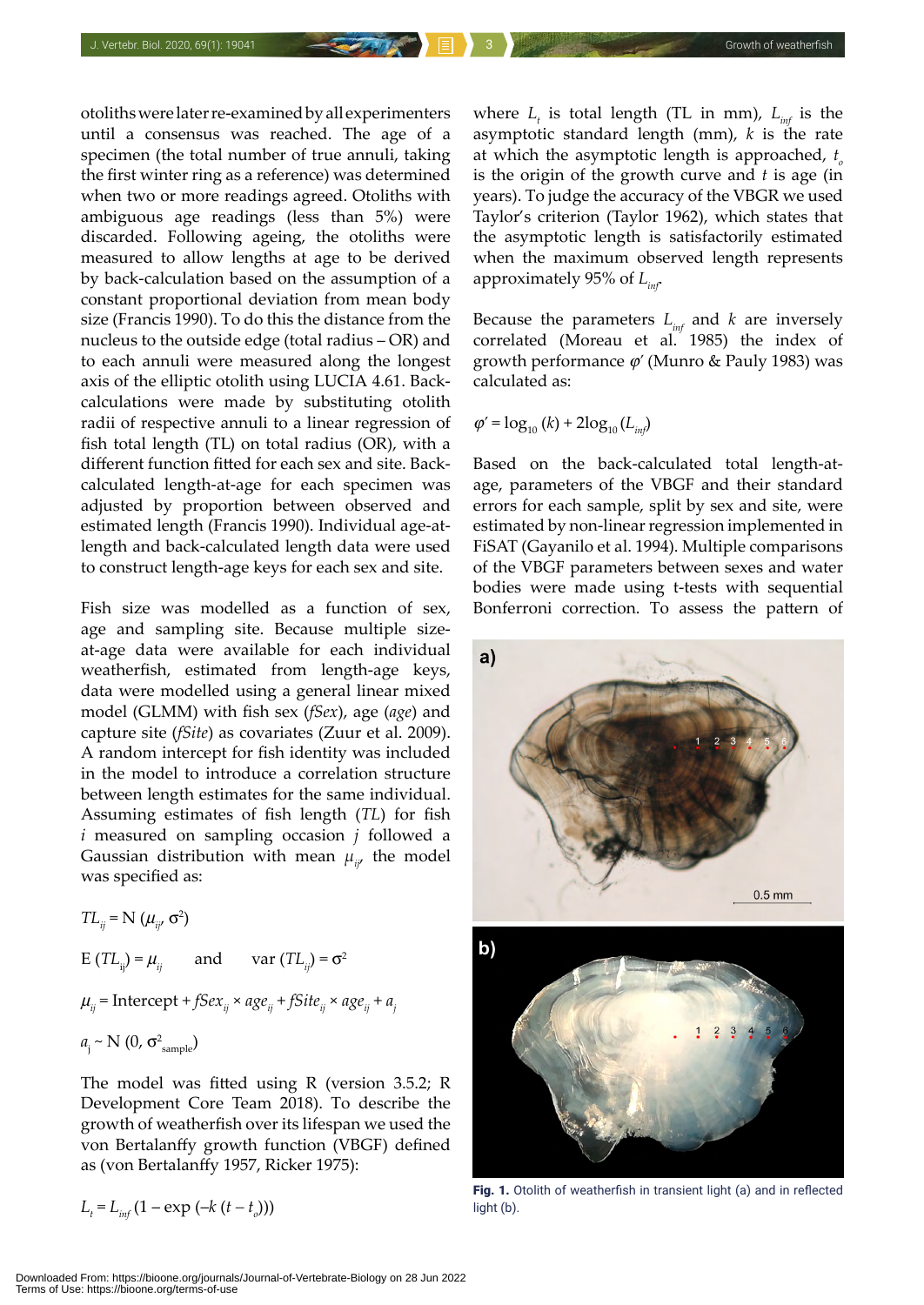otoliths were later re-examined by all experimenters until a consensus was reached. The age of a specimen (the total number of true annuli, taking the first winter ring as a reference) was determined when two or more readings agreed. Otoliths with ambiguous age readings (less than 5%) were discarded. Following ageing, the otoliths were measured to allow lengths at age to be derived by back-calculation based on the assumption of a constant proportional deviation from mean body size (Francis 1990). To do this the distance from the nucleus to the outside edge (total radius – OR) and to each annuli were measured along the longest axis of the elliptic otolith using LUCIA 4.61. Back-calculations were made by substituting otolith radii of respective annuli to a linear regression of fish total length (TL) on total radius (OR), with a different function fitted for each sex and site. Back-calculated length-at-age for each specimen was adjusted by proportion between observed and estimated length (Francis 1990). Individual age-at-length and back-calculated length data were used to construct length-age keys for each sex and site.

Fish size was modelled as a function of sex, age and sampling site. Because multiple size-at-age data were available for each individual weatherfish, estimated from length-age keys, data were modelled using a general linear mixed model (GLMM) with fish sex (*fSex*), age (*age*) and capture site (*fSite*) as covariates (Zuur et al. 2009). A random intercept for fish identity was included in the model to introduce a correlation structure between length estimates for the same individual. Assuming estimates of fish length (*TL*) for fish *i* measured on sampling occasion *j* followed a Gaussian distribution with mean $\mu_{ij}$, the model was specified as:

$$TL_{ij} = \mathrm{N}(\mu_{ij}, \sigma^2)$$

$$\mathrm{E}(TL_{ij}) = \mu_{ij} \quad \text{and} \quad \mathrm{var}(TL_{ij}) = \sigma^2$$

$$\mu_{ij} = \mathrm{Intercept} + fSex_{ij} \times age_{ij} + fSite_{ij} \times age_{ij} + a_j$$

$$a_j \sim \mathrm{N}(0, \sigma^2_{\mathrm{sample}})$$

The model was fitted using R (version 3.5.2; R Development Core Team 2018). To describe the growth of weatherfish over its lifespan we used the von Bertalanffy growth function (VBGF) defined as (von Bertalanffy 1957, Ricker 1975):

$$L_t = L_{inf}(1 - \exp(-k(t - t_o)))$$

where $L_t$ is total length (TL in mm), $L_{inf}$ is the asymptotic standard length (mm), $k$ is the rate at which the asymptotic length is approached, $t_o$ is the origin of the growth curve and $t$ is age (in years). To judge the accuracy of the VBGR we used Taylor's criterion (Taylor 1962), which states that the asymptotic length is satisfactorily estimated when the maximum observed length represents approximately 95% of $L_{inf}$.

Because the parameters $L_{inf}$ and $k$ are inversely correlated (Moreau et al. 1985) the index of growth performance $\varphi'$ (Munro & Pauly 1983) was calculated as:

$$\varphi' = \log_{10}(k) + 2\log_{10}(L_{inf})$$

Based on the back-calculated total length-at-age, parameters of the VBGF and their standard errors for each sample, split by sex and site, were estimated by non-linear regression implemented in FiSAT (Gayanilo et al. 1994). Multiple comparisons of the VBGF parameters between sexes and water bodies were made using t-tests with sequential Bonferroni correction. To assess the pattern of

**Fig. 1.** Otolith of weatherfish in transient light (a) and in reflected light (b).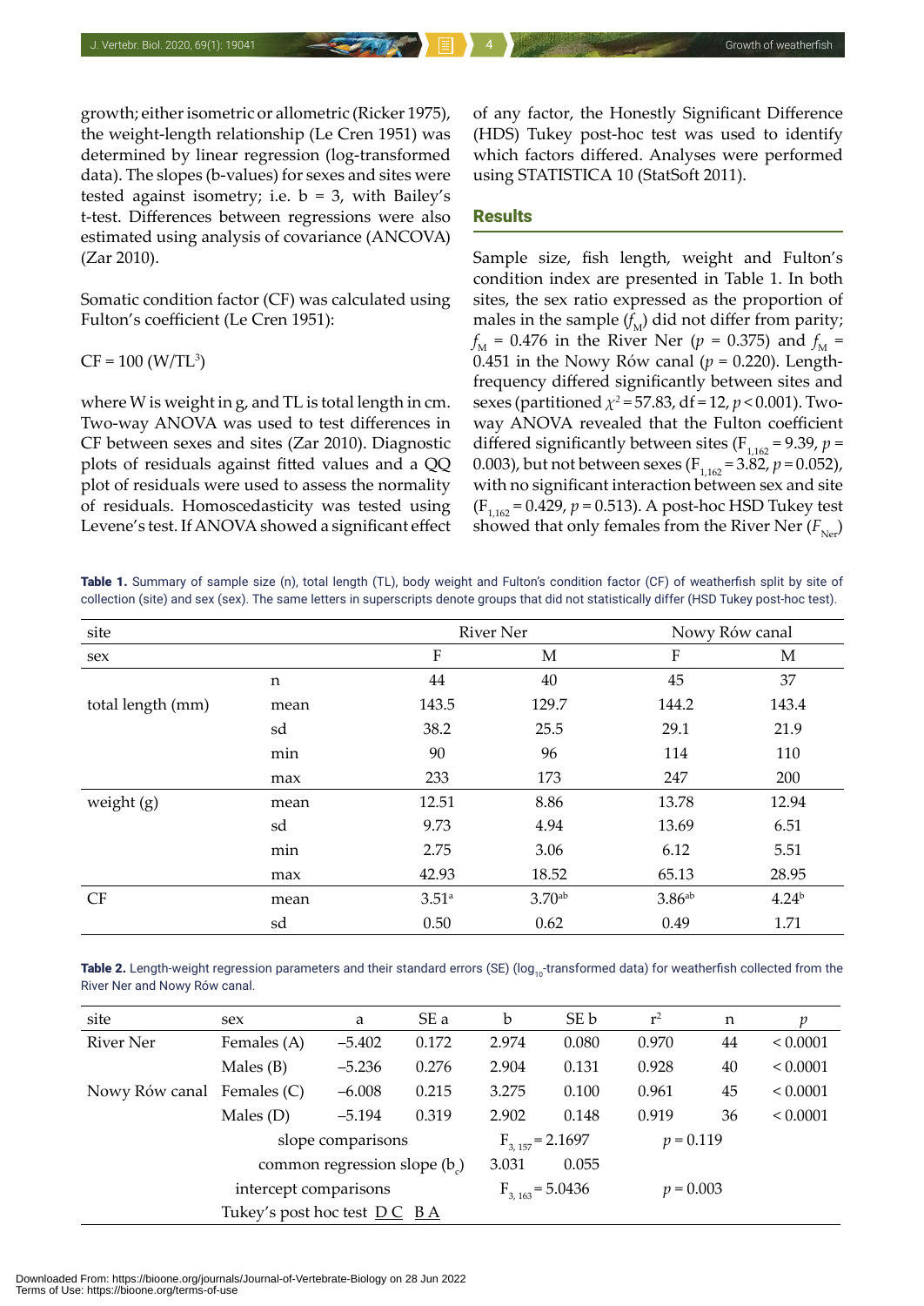growth; either isometric or allometric (Ricker 1975), the weight-length relationship (Le Cren 1951) was determined by linear regression (log-transformed data). The slopes (b-values) for sexes and sites were tested against isometry; i.e. b = 3, with Bailey's t-test. Differences between regressions were also estimated using analysis of covariance (ANCOVA) (Zar 2010).

Somatic condition factor (CF) was calculated using Fulton's coefficient (Le Cren 1951):

$$CF = 100\ (W/TL^3)$$

where W is weight in g, and TL is total length in cm. Two-way ANOVA was used to test differences in CF between sexes and sites (Zar 2010). Diagnostic plots of residuals against fitted values and a QQ plot of residuals were used to assess the normality of residuals. Homoscedasticity was tested using Levene's test. If ANOVA showed a significant effect of any factor, the Honestly Significant Difference (HDS) Tukey post-hoc test was used to identify which factors differed. Analyses were performed using STATISTICA 10 (StatSoft 2011).

## Results

Sample size, fish length, weight and Fulton's condition index are presented in Table 1. In both sites, the sex ratio expressed as the proportion of males in the sample ($f_M$) did not differ from parity; $f_M$ = 0.476 in the River Ner ($p$ = 0.375) and $f_M$ = 0.451 in the Nowy Rów canal ($p$ = 0.220). Length-frequency differed significantly between sites and sexes (partitioned $\chi^2$ = 57.83, df = 12, $p$ < 0.001). Two-way ANOVA revealed that the Fulton coefficient differed significantly between sites ($F_{1,162}$ = 9.39, $p$ = 0.003), but not between sexes ($F_{1,162}$ = 3.82, $p$ = 0.052), with no significant interaction between sex and site ($F_{1,162}$ = 0.429, $p$ = 0.513). A post-hoc HSD Tukey test showed that only females from the River Ner ($F_{Ner}$)

**Table 1.** Summary of sample size (n), total length (TL), body weight and Fulton's condition factor (CF) of weatherfish split by site of collection (site) and sex (sex). The same letters in superscripts denote groups that did not statistically differ (HSD Tukey post-hoc test).

| site | | River Ner | | Nowy Rów canal | |
|---|---|---|---|---|---|
| sex | | F | M | F | M |
| | n | 44 | 40 | 45 | 37 |
| total length (mm) | mean | 143.5 | 129.7 | 144.2 | 143.4 |
| | sd | 38.2 | 25.5 | 29.1 | 21.9 |
| | min | 90 | 96 | 114 | 110 |
| | max | 233 | 173 | 247 | 200 |
| weight (g) | mean | 12.51 | 8.86 | 13.78 | 12.94 |
| | sd | 9.73 | 4.94 | 13.69 | 6.51 |
| | min | 2.75 | 3.06 | 6.12 | 5.51 |
| | max | 42.93 | 18.52 | 65.13 | 28.95 |
| CF | mean | $3.51^{a}$ | $3.70^{ab}$ | $3.86^{ab}$ | $4.24^{b}$ |
| | sd | 0.50 | 0.62 | 0.49 | 1.71 |

**Table 2.** Length-weight regression parameters and their standard errors (SE) ($\log_{10}$-transformed data) for weatherfish collected from the River Ner and Nowy Rów canal.

| site | sex | a | SE a | b | SE b | $r^2$ | n | $p$ |
|---|---|---|---|---|---|---|---|---|
| River Ner | Females (A) | –5.402 | 0.172 | 2.974 | 0.080 | 0.970 | 44 | < 0.0001 |
| | Males (B) | –5.236 | 0.276 | 2.904 | 0.131 | 0.928 | 40 | < 0.0001 |
| Nowy Rów canal | Females (C) | –6.008 | 0.215 | 3.275 | 0.100 | 0.961 | 45 | < 0.0001 |
| | Males (D) | –5.194 | 0.319 | 2.902 | 0.148 | 0.919 | 36 | < 0.0001 |
| | slope comparisons | | | $F_{3,157}$ = 2.1697 | | $p$ = 0.119 | | |
| | common regression slope ($b_c$) | | | 3.031 | 0.055 | | | |
| | intercept comparisons | | | $F_{3,163}$ = 5.0436 | | $p$ = 0.003 | | |
| | Tukey's post hoc test <u>D C</u> <u>B A</u> | | | | | | | |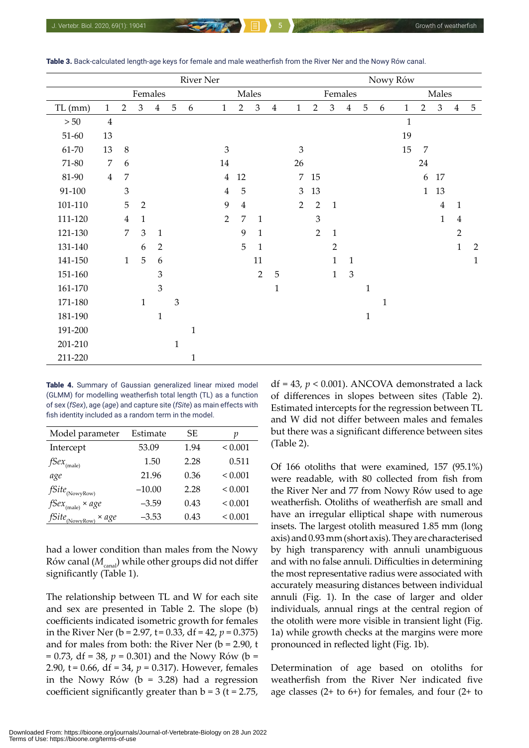**Table 3.** Back-calculated length-age keys for female and male weatherfish from the River Ner and the Nowy Rów canal.

| | River Ner | | | | | | | | | | Nowy Rów | | | | | | | | | | |
|---|---|---|---|---|---|---|---|---|---|---|---|---|---|---|---|---|---|---|---|---|---|
| | Females | | | | | | Males | | | | Females | | | | | | Males | | | | |
| TL (mm) | 1 | 2 | 3 | 4 | 5 | 6 | 1 | 2 | 3 | 4 | 1 | 2 | 3 | 4 | 5 | 6 | 1 | 2 | 3 | 4 | 5 |
| > 50 | 4 | | | | | | | | | | | | | | | | 1 | | | | |
| 51-60 | 13 | | | | | | | | | | | | | | | | 19 | | | | |
| 61-70 | 13 | 8 | | | | | 3 | | | | 3 | | | | | | 15 | 7 | | | |
| 71-80 | 7 | 6 | | | | | 14 | | | | 26 | | | | | | | 24 | | | |
| 81-90 | 4 | 7 | | | | | 4 | 12 | | | 7 | 15 | | | | | | 6 | 17 | | |
| 91-100 | | 3 | | | | | 4 | 5 | | | 3 | 13 | | | | | | 1 | 13 | | |
| 101-110 | | 5 | 2 | | | | 9 | 4 | | | 2 | 2 | 1 | | | | | | 4 | 1 | |
| 111-120 | | 4 | 1 | | | | 2 | 7 | 1 | | | 3 | | | | | | | 1 | 4 | |
| 121-130 | | 7 | 3 | 1 | | | | 9 | 1 | | | 2 | 1 | | | | | | | 2 | |
| 131-140 | | | 6 | 2 | | | | 5 | 1 | | | | 2 | | | | | | | 1 | 2 |
| 141-150 | | 1 | 5 | 6 | | | | | 11 | | | | 1 | 1 | | | | | | | 1 |
| 151-160 | | | | 3 | | | | | 2 | 5 | | | 1 | 3 | | | | | | | |
| 161-170 | | | | 3 | | | | | | 1 | | | | | 1 | | | | | | |
| 171-180 | | | 1 | | 3 | | | | | | | | | | | 1 | | | | | |
| 181-190 | | | | 1 | | | | | | | | | | | 1 | | | | | | |
| 191-200 | | | | | | 1 | | | | | | | | | | | | | | | |
| 201-210 | | | | | 1 | | | | | | | | | | | | | | | | |
| 211-220 | | | | | | 1 | | | | | | | | | | | | | | | |

**Table 4.** Summary of Gaussian generalized linear mixed model (GLMM) for modelling weatherfish total length (TL) as a function of sex (*fSex*), age (*age*) and capture site (*fSite*) as main effects with fish identity included as a random term in the model.

| Model parameter | Estimate | SE | $p$ |
|---|---|---|---|
| Intercept | 53.09 | 1.94 | < 0.001 |
| $fSex_{(male)}$ | 1.50 | 2.28 | 0.511 |
| $age$ | 21.96 | 0.36 | < 0.001 |
| $fSite_{(NowyRow)}$ | –10.00 | 2.28 | < 0.001 |
| $fSex_{(male)} \times age$ | –3.59 | 0.43 | < 0.001 |
| $fSite_{(NowyRow)} \times age$ | –3.53 | 0.43 | < 0.001 |

had a lower condition than males from the Nowy Rów canal ($M_{canal}$) while other groups did not differ significantly (Table 1).

The relationship between TL and W for each site and sex are presented in Table 2. The slope (b) coefficients indicated isometric growth for females in the River Ner (b = 2.97, t = 0.33, df = 42, $p = 0.375$) and for males from both: the River Ner (b = 2.90, t = 0.73, df = 38, $p = 0.301$) and the Nowy Rów (b = 2.90, t = 0.66, df = 34, $p = 0.317$). However, females in the Nowy Rów (b = 3.28) had a regression coefficient significantly greater than b = 3 (t = 2.75, df = 43, $p < 0.001$). ANCOVA demonstrated a lack of differences in slopes between sites (Table 2). Estimated intercepts for the regression between TL and W did not differ between males and females but there was a significant difference between sites (Table 2).

Of 166 otoliths that were examined, 157 (95.1%) were readable, with 80 collected from fish from the River Ner and 77 from Nowy Rów used to age weatherfish. Otoliths of weatherfish are small and have an irregular elliptical shape with numerous insets. The largest otolith measured 1.85 mm (long axis) and 0.93 mm (short axis). They are characterised by high transparency with annuli unambiguous and with no false annuli. Difficulties in determining the most representative radius were associated with accurately measuring distances between individual annuli (Fig. 1). In the case of larger and older individuals, annual rings at the central region of the otolith were more visible in transient light (Fig. 1a) while growth checks at the margins were more pronounced in reflected light (Fig. 1b).

Determination of age based on otoliths for weatherfish from the River Ner indicated five age classes (2+ to 6+) for females, and four (2+ to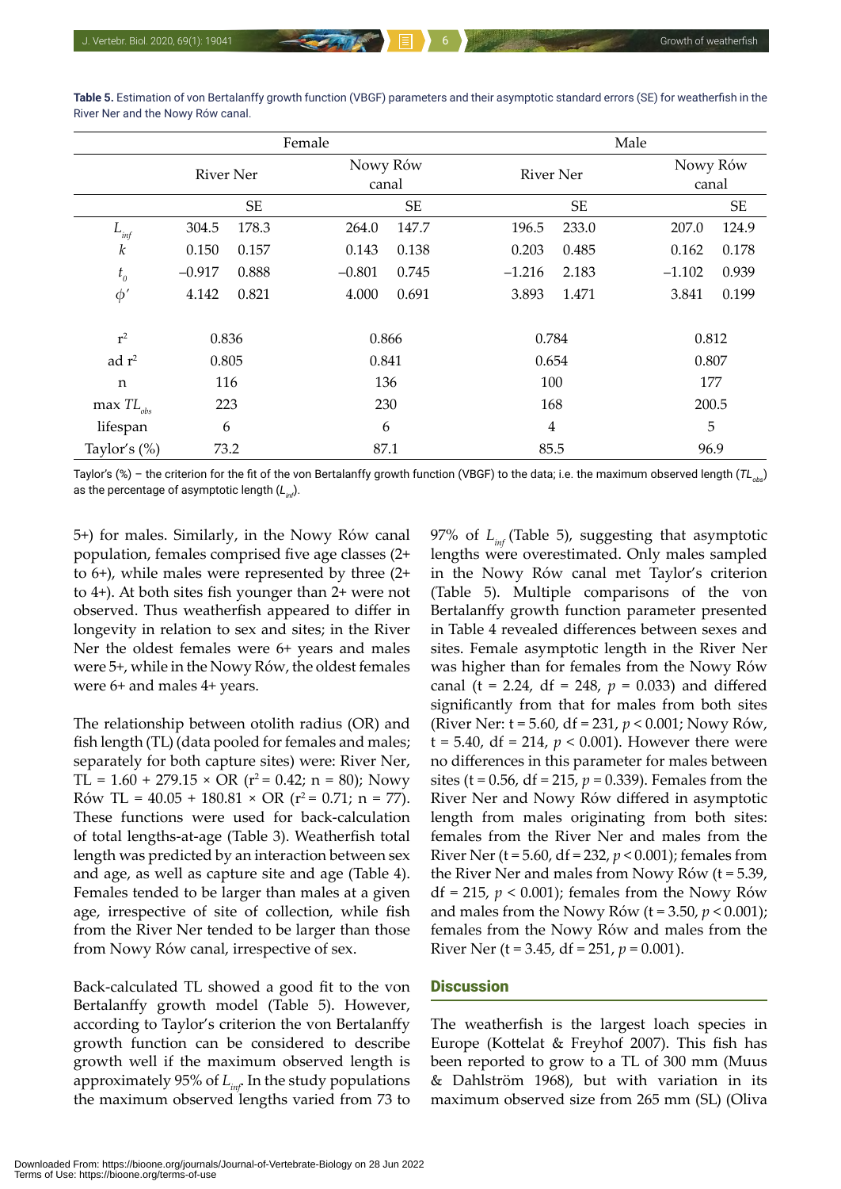**Table 5.** Estimation of von Bertalanffy growth function (VBGF) parameters and their asymptotic standard errors (SE) for weatherfish in the River Ner and the Nowy Rów canal.

| | Female | | | | Male | | | |
|---|---|---|---|---|---|---|---|---|
| | River Ner | | Nowy Rów canal | | River Ner | | Nowy Rów canal | |
| | | SE | | SE | | SE | | SE |
| $L_{inf}$ | 304.5 | 178.3 | 264.0 | 147.7 | 196.5 | 233.0 | 207.0 | 124.9 |
| $k$ | 0.150 | 0.157 | 0.143 | 0.138 | 0.203 | 0.485 | 0.162 | 0.178 |
| $t_0$ | −0.917 | 0.888 | −0.801 | 0.745 | −1.216 | 2.183 | −1.102 | 0.939 |
| $\phi'$ | 4.142 | 0.821 | 4.000 | 0.691 | 3.893 | 1.471 | 3.841 | 0.199 |
| $r^2$ | 0.836 | | 0.866 | | 0.784 | | 0.812 | |
| ad $r^2$ | 0.805 | | 0.841 | | 0.654 | | 0.807 | |
| n | 116 | | 136 | | 100 | | 177 | |
| max $TL_{obs}$ | 223 | | 230 | | 168 | | 200.5 | |
| lifespan | 6 | | 6 | | 4 | | 5 | |
| Taylor's (%) | 73.2 | | 87.1 | | 85.5 | | 96.9 | |

Taylor's (%) – the criterion for the fit of the von Bertalanffy growth function (VBGF) to the data; i.e. the maximum observed length ($TL_{obs}$) as the percentage of asymptotic length ($L_{inf}$).

5+) for males. Similarly, in the Nowy Rów canal population, females comprised five age classes (2+ to 6+), while males were represented by three (2+ to 4+). At both sites fish younger than 2+ were not observed. Thus weatherfish appeared to differ in longevity in relation to sex and sites; in the River Ner the oldest females were 6+ years and males were 5+, while in the Nowy Rów, the oldest females were 6+ and males 4+ years.

The relationship between otolith radius (OR) and fish length (TL) (data pooled for females and males; separately for both capture sites) were: River Ner, TL = 1.60 + 279.15 × OR ($r^2$ = 0.42; n = 80); Nowy Rów TL = 40.05 + 180.81 × OR ($r^2$ = 0.71; n = 77). These functions were used for back-calculation of total lengths-at-age (Table 3). Weatherfish total length was predicted by an interaction between sex and age, as well as capture site and age (Table 4). Females tended to be larger than males at a given age, irrespective of site of collection, while fish from the River Ner tended to be larger than those from Nowy Rów canal, irrespective of sex.

Back-calculated TL showed a good fit to the von Bertalanffy growth model (Table 5). However, according to Taylor's criterion the von Bertalanffy growth function can be considered to describe growth well if the maximum observed length is approximately 95% of $L_{inf}$. In the study populations the maximum observed lengths varied from 73 to 97% of $L_{inf}$ (Table 5), suggesting that asymptotic lengths were overestimated. Only males sampled in the Nowy Rów canal met Taylor's criterion (Table 5). Multiple comparisons of the von Bertalanffy growth function parameter presented in Table 4 revealed differences between sexes and sites. Female asymptotic length in the River Ner was higher than for females from the Nowy Rów canal (t = 2.24, df = 248, $p$ = 0.033) and differed significantly from that for males from both sites (River Ner: t = 5.60, df = 231, $p$ < 0.001; Nowy Rów, t = 5.40, df = 214, $p$ < 0.001). However there were no differences in this parameter for males between sites (t = 0.56, df = 215, $p$ = 0.339). Females from the River Ner and Nowy Rów differed in asymptotic length from males originating from both sites: females from the River Ner and males from the River Ner (t = 5.60, df = 232, $p$ < 0.001); females from the River Ner and males from Nowy Rów (t = 5.39, df = 215, $p$ < 0.001); females from the Nowy Rów and males from the Nowy Rów (t = 3.50, $p$ < 0.001); females from the Nowy Rów and males from the River Ner (t = 3.45, df = 251, $p$ = 0.001).

## Discussion

The weatherfish is the largest loach species in Europe (Kottelat & Freyhof 2007). This fish has been reported to grow to a TL of 300 mm (Muus & Dahlström 1968), but with variation in its maximum observed size from 265 mm (SL) (Oliva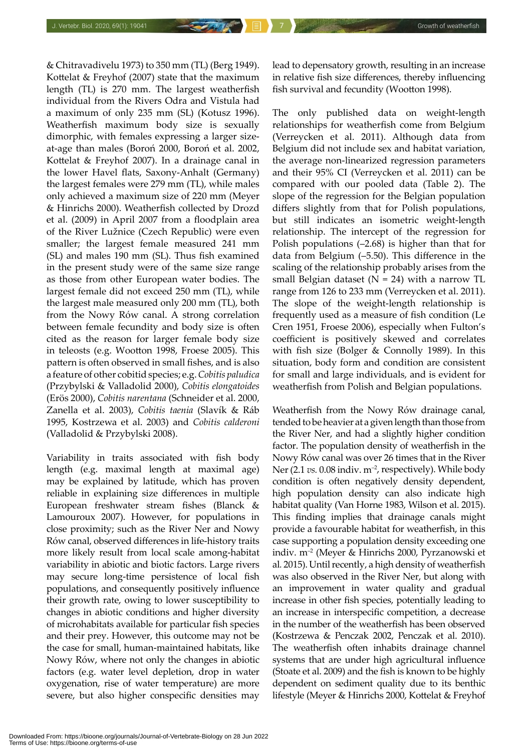& Chitravadivelu 1973) to 350 mm (TL) (Berg 1949). Kottelat & Freyhof (2007) state that the maximum length (TL) is 270 mm. The largest weatherfish individual from the Rivers Odra and Vistula had a maximum of only 235 mm (SL) (Kotusz 1996). Weatherfish maximum body size is sexually dimorphic, with females expressing a larger size-at-age than males (Boroń 2000, Boroń et al. 2002, Kottelat & Freyhof 2007). In a drainage canal in the lower Havel flats, Saxony-Anhalt (Germany) the largest females were 279 mm (TL), while males only achieved a maximum size of 220 mm (Meyer & Hinrichs 2000). Weatherfish collected by Drozd et al. (2009) in April 2007 from a floodplain area of the River Lužnice (Czech Republic) were even smaller; the largest female measured 241 mm (SL) and males 190 mm (SL). Thus fish examined in the present study were of the same size range as those from other European water bodies. The largest female did not exceed 250 mm (TL), while the largest male measured only 200 mm (TL), both from the Nowy Rów canal. A strong correlation between female fecundity and body size is often cited as the reason for larger female body size in teleosts (e.g. Wootton 1998, Froese 2005). This pattern is often observed in small fishes, and is also a feature of other cobitid species; e.g. *Cobitis paludica* (Przybylski & Valladolid 2000), *Cobitis elongatoides* (Erös 2000), *Cobitis narentana* (Schneider et al. 2000, Zanella et al. 2003), *Cobitis taenia* (Slavík & Ráb 1995, Kostrzewa et al. 2003) and *Cobitis calderoni* (Valladolid & Przybylski 2008).

Variability in traits associated with fish body length (e.g. maximal length at maximal age) may be explained by latitude, which has proven reliable in explaining size differences in multiple European freshwater stream fishes (Blanck & Lamouroux 2007). However, for populations in close proximity; such as the River Ner and Nowy Rów canal, observed differences in life-history traits more likely result from local scale among-habitat variability in abiotic and biotic factors. Large rivers may secure long-time persistence of local fish populations, and consequently positively influence their growth rate, owing to lower susceptibility to changes in abiotic conditions and higher diversity of microhabitats available for particular fish species and their prey. However, this outcome may not be the case for small, human-maintained habitats, like Nowy Rów, where not only the changes in abiotic factors (e.g. water level depletion, drop in water oxygenation, rise of water temperature) are more severe, but also higher conspecific densities may lead to depensatory growth, resulting in an increase in relative fish size differences, thereby influencing fish survival and fecundity (Wootton 1998).

The only published data on weight-length relationships for weatherfish come from Belgium (Verreycken et al. 2011). Although data from Belgium did not include sex and habitat variation, the average non-linearized regression parameters and their 95% CI (Verreycken et al. 2011) can be compared with our pooled data (Table 2). The slope of the regression for the Belgian population differs slightly from that for Polish populations, but still indicates an isometric weight-length relationship. The intercept of the regression for Polish populations (–2.68) is higher than that for data from Belgium (–5.50). This difference in the scaling of the relationship probably arises from the small Belgian dataset (N = 24) with a narrow TL range from 126 to 233 mm (Verreycken et al. 2011). The slope of the weight-length relationship is frequently used as a measure of fish condition (Le Cren 1951, Froese 2006), especially when Fulton's coefficient is positively skewed and correlates with fish size (Bolger & Connolly 1989). In this situation, body form and condition are consistent for small and large individuals, and is evident for weatherfish from Polish and Belgian populations.

Weatherfish from the Nowy Rów drainage canal, tended to be heavier at a given length than those from the River Ner, and had a slightly higher condition factor. The population density of weatherfish in the Nowy Rów canal was over 26 times that in the River Ner (2.1 *vs.* 0.08 indiv. $m^{-2}$, respectively). While body condition is often negatively density dependent, high population density can also indicate high habitat quality (Van Horne 1983, Wilson et al. 2015). This finding implies that drainage canals might provide a favourable habitat for weatherfish, in this case supporting a population density exceeding one indiv. $m^{-2}$ (Meyer & Hinrichs 2000, Pyrzanowski et al. 2015). Until recently, a high density of weatherfish was also observed in the River Ner, but along with an improvement in water quality and gradual increase in other fish species, potentially leading to an increase in interspecific competition, a decrease in the number of the weatherfish has been observed (Kostrzewa & Penczak 2002, Penczak et al. 2010). The weatherfish often inhabits drainage channel systems that are under high agricultural influence (Stoate et al. 2009) and the fish is known to be highly dependent on sediment quality due to its benthic lifestyle (Meyer & Hinrichs 2000, Kottelat & Freyhof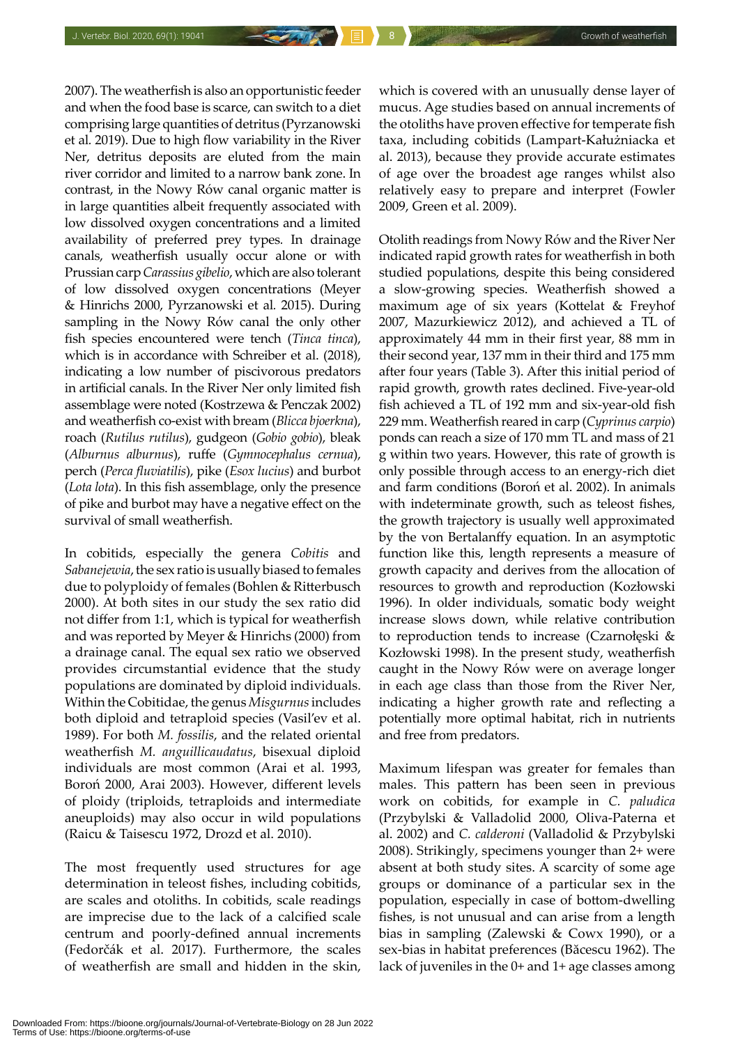2007). The weatherfish is also an opportunistic feeder and when the food base is scarce, can switch to a diet comprising large quantities of detritus (Pyrzanowski et al. 2019). Due to high flow variability in the River Ner, detritus deposits are eluted from the main river corridor and limited to a narrow bank zone. In contrast, in the Nowy Rów canal organic matter is in large quantities albeit frequently associated with low dissolved oxygen concentrations and a limited availability of preferred prey types. In drainage canals, weatherfish usually occur alone or with Prussian carp *Carassius gibelio*, which are also tolerant of low dissolved oxygen concentrations (Meyer & Hinrichs 2000, Pyrzanowski et al. 2015). During sampling in the Nowy Rów canal the only other fish species encountered were tench (*Tinca tinca*), which is in accordance with Schreiber et al. (2018), indicating a low number of piscivorous predators in artificial canals. In the River Ner only limited fish assemblage were noted (Kostrzewa & Penczak 2002) and weatherfish co-exist with bream (*Blicca bjoerkna*), roach (*Rutilus rutilus*), gudgeon (*Gobio gobio*), bleak (*Alburnus alburnus*), ruffe (*Gymnocephalus cernua*), perch (*Perca fluviatilis*), pike (*Esox lucius*) and burbot (*Lota lota*). In this fish assemblage, only the presence of pike and burbot may have a negative effect on the survival of small weatherfish.

In cobitids, especially the genera *Cobitis* and *Sabanejewia*, the sex ratio is usually biased to females due to polyploidy of females (Bohlen & Ritterbusch 2000). At both sites in our study the sex ratio did not differ from 1:1, which is typical for weatherfish and was reported by Meyer & Hinrichs (2000) from a drainage canal. The equal sex ratio we observed provides circumstantial evidence that the study populations are dominated by diploid individuals. Within the Cobitidae, the genus *Misgurnus* includes both diploid and tetraploid species (Vasil'ev et al. 1989). For both *M. fossilis*, and the related oriental weatherfish *M. anguillicaudatus*, bisexual diploid individuals are most common (Arai et al. 1993, Boroń 2000, Arai 2003). However, different levels of ploidy (triploids, tetraploids and intermediate aneuploids) may also occur in wild populations (Raicu & Taisescu 1972, Drozd et al. 2010).

The most frequently used structures for age determination in teleost fishes, including cobitids, are scales and otoliths. In cobitids, scale readings are imprecise due to the lack of a calcified scale centrum and poorly-defined annual increments (Fedorčák et al. 2017). Furthermore, the scales of weatherfish are small and hidden in the skin, which is covered with an unusually dense layer of mucus. Age studies based on annual increments of the otoliths have proven effective for temperate fish taxa, including cobitids (Lampart-Kałużniacka et al. 2013), because they provide accurate estimates of age over the broadest age ranges whilst also relatively easy to prepare and interpret (Fowler 2009, Green et al. 2009).

Otolith readings from Nowy Rów and the River Ner indicated rapid growth rates for weatherfish in both studied populations, despite this being considered a slow-growing species. Weatherfish showed a maximum age of six years (Kottelat & Freyhof 2007, Mazurkiewicz 2012), and achieved a TL of approximately 44 mm in their first year, 88 mm in their second year, 137 mm in their third and 175 mm after four years (Table 3). After this initial period of rapid growth, growth rates declined. Five-year-old fish achieved a TL of 192 mm and six-year-old fish 229 mm. Weatherfish reared in carp (*Cyprinus carpio*) ponds can reach a size of 170 mm TL and mass of 21 g within two years. However, this rate of growth is only possible through access to an energy-rich diet and farm conditions (Boroń et al. 2002). In animals with indeterminate growth, such as teleost fishes, the growth trajectory is usually well approximated by the von Bertalanffy equation. In an asymptotic function like this, length represents a measure of growth capacity and derives from the allocation of resources to growth and reproduction (Kozłowski 1996). In older individuals, somatic body weight increase slows down, while relative contribution to reproduction tends to increase (Czarnołęski & Kozłowski 1998). In the present study, weatherfish caught in the Nowy Rów were on average longer in each age class than those from the River Ner, indicating a higher growth rate and reflecting a potentially more optimal habitat, rich in nutrients and free from predators.

Maximum lifespan was greater for females than males. This pattern has been seen in previous work on cobitids, for example in *C. paludica* (Przybylski & Valladolid 2000, Oliva-Paterna et al. 2002) and *C. calderoni* (Valladolid & Przybylski 2008). Strikingly, specimens younger than 2+ were absent at both study sites. A scarcity of some age groups or dominance of a particular sex in the population, especially in case of bottom-dwelling fishes, is not unusual and can arise from a length bias in sampling (Zalewski & Cowx 1990), or a sex-bias in habitat preferences (Băcescu 1962). The lack of juveniles in the 0+ and 1+ age classes among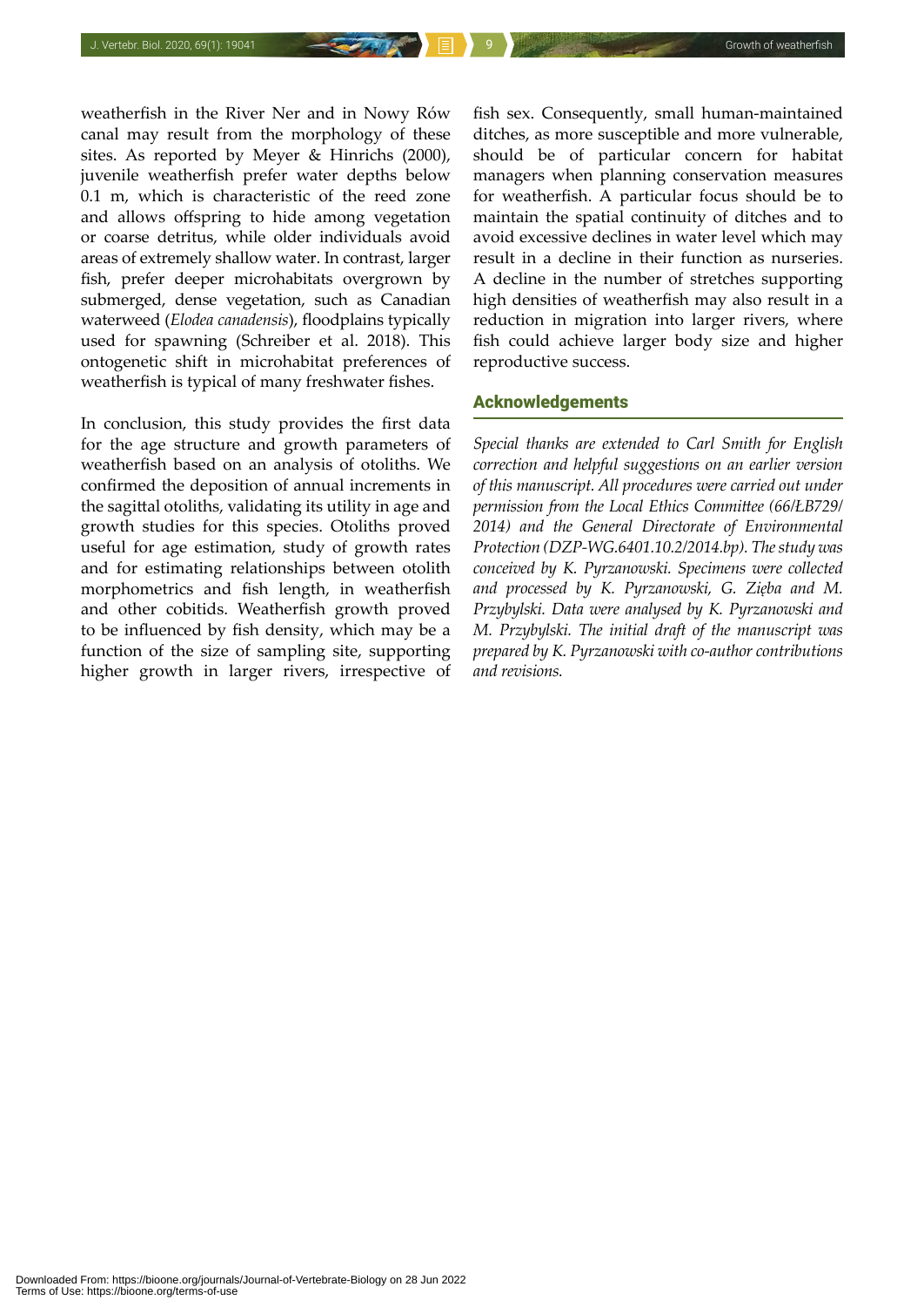weatherfish in the River Ner and in Nowy Rów canal may result from the morphology of these sites. As reported by Meyer & Hinrichs (2000), juvenile weatherfish prefer water depths below 0.1 m, which is characteristic of the reed zone and allows offspring to hide among vegetation or coarse detritus, while older individuals avoid areas of extremely shallow water. In contrast, larger fish, prefer deeper microhabitats overgrown by submerged, dense vegetation, such as Canadian waterweed (*Elodea canadensis*), floodplains typically used for spawning (Schreiber et al. 2018). This ontogenetic shift in microhabitat preferences of weatherfish is typical of many freshwater fishes.

In conclusion, this study provides the first data for the age structure and growth parameters of weatherfish based on an analysis of otoliths. We confirmed the deposition of annual increments in the sagittal otoliths, validating its utility in age and growth studies for this species. Otoliths proved useful for age estimation, study of growth rates and for estimating relationships between otolith morphometrics and fish length, in weatherfish and other cobitids. Weatherfish growth proved to be influenced by fish density, which may be a function of the size of sampling site, supporting higher growth in larger rivers, irrespective of fish sex. Consequently, small human-maintained ditches, as more susceptible and more vulnerable, should be of particular concern for habitat managers when planning conservation measures for weatherfish. A particular focus should be to maintain the spatial continuity of ditches and to avoid excessive declines in water level which may result in a decline in their function as nurseries. A decline in the number of stretches supporting high densities of weatherfish may also result in a reduction in migration into larger rivers, where fish could achieve larger body size and higher reproductive success.

## Acknowledgements

*Special thanks are extended to Carl Smith for English correction and helpful suggestions on an earlier version of this manuscript. All procedures were carried out under permission from the Local Ethics Committee (66/ŁB729/2014) and the General Directorate of Environmental Protection (DZP-WG.6401.10.2/2014.bp). The study was conceived by K. Pyrzanowski. Specimens were collected and processed by K. Pyrzanowski, G. Zięba and M. Przybylski. Data were analysed by K. Pyrzanowski and M. Przybylski. The initial draft of the manuscript was prepared by K. Pyrzanowski with co-author contributions and revisions.*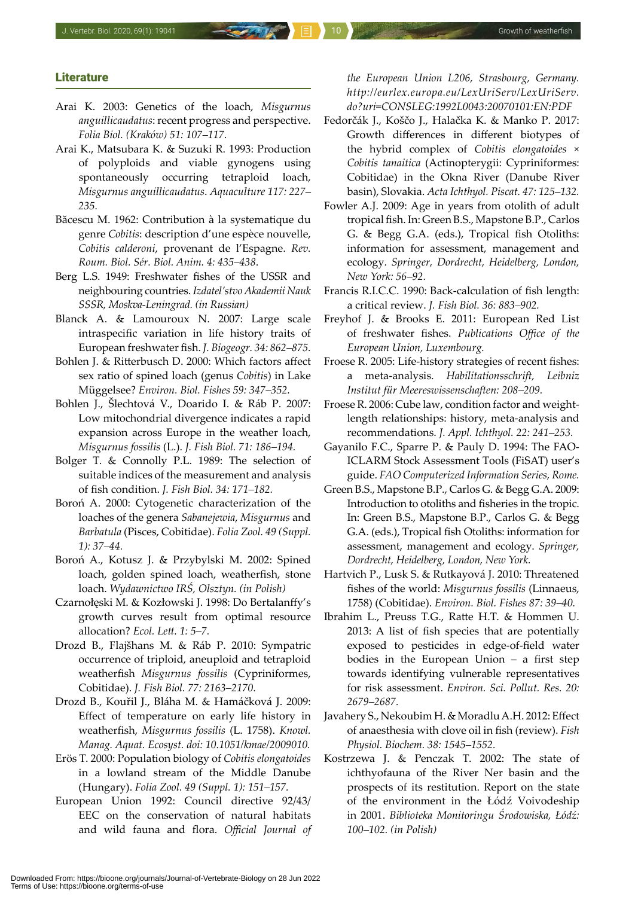## Literature

Arai K. 2003: Genetics of the loach, *Misgurnus anguillicaudatus*: recent progress and perspective. *Folia Biol. (Kraków) 51: 107–117*.

Arai K., Matsubara K. & Suzuki R. 1993: Production of polyploids and viable gynogens using spontaneously occurring tetraploid loach, *Misgurnus anguillicaudatus*. *Aquaculture 117: 227–235.*

Băcescu M. 1962: Contribution à la systematique du genre *Cobitis*: description d'une espèce nouvelle, *Cobitis calderoni*, provenant de l'Espagne. *Rev. Roum. Biol. Sér. Biol. Anim. 4: 435–438*.

Berg L.S. 1949: Freshwater fishes of the USSR and neighbouring countries. *Izdatel'stvo Akademii Nauk SSSR, Moskva-Leningrad. (in Russian)*

Blanck A. & Lamouroux N. 2007: Large scale intraspecific variation in life history traits of European freshwater fish. *J. Biogeogr. 34: 862–875.*

Bohlen J. & Ritterbusch D. 2000: Which factors affect sex ratio of spined loach (genus *Cobitis*) in Lake Müggelsee? *Environ. Biol. Fishes 59: 347–352.*

Bohlen J., Šlechtová V., Doarido I. & Ráb P. 2007: Low mitochondrial divergence indicates a rapid expansion across Europe in the weather loach, *Misgurnus fossilis* (L.). *J. Fish Biol. 71: 186–194.*

Bolger T. & Connolly P.L. 1989: The selection of suitable indices of the measurement and analysis of fish condition. *J. Fish Biol. 34: 171–182.*

Boroń A. 2000: Cytogenetic characterization of the loaches of the genera *Sabanejewia*, *Misgurnus* and *Barbatula* (Pisces, Cobitidae). *Folia Zool. 49 (Suppl. 1): 37–44.*

Boroń A., Kotusz J. & Przybylski M. 2002: Spined loach, golden spined loach, weatherfish, stone loach. *Wydawnictwo IRŚ, Olsztyn. (in Polish)*

Czarnołęski M. & Kozłowski J. 1998: Do Bertalanffy's growth curves result from optimal resource allocation? *Ecol. Lett. 1: 5–7*.

Drozd B., Flajšhans M. & Ráb P. 2010: Sympatric occurrence of triploid, aneuploid and tetraploid weatherfish *Misgurnus fossilis* (Cypriniformes, Cobitidae). *J. Fish Biol. 77: 2163–2170*.

Drozd B., Kouřil J., Bláha M. & Hamáčková J. 2009: Effect of temperature on early life history in weatherfish, *Misgurnus fossilis* (L. 1758). *Knowl. Manag. Aquat. Ecosyst. doi: 10.1051/kmae/2009010.*

Erös T. 2000: Population biology of *Cobitis elongatoides* in a lowland stream of the Middle Danube (Hungary). *Folia Zool. 49 (Suppl. 1): 151–157.*

European Union 1992: Council directive 92/43/EEC on the conservation of natural habitats and wild fauna and flora. *Official Journal of the European Union L206, Strasbourg, Germany. http://eurlex.europa.eu/LexUriServ/LexUriServ.do?uri=CONSLEG:1992L0043:20070101:EN:PDF*

Fedorčák J., Koščo J., Halačka K. & Manko P. 2017: Growth differences in different biotypes of the hybrid complex of *Cobitis elongatoides* × *Cobitis tanaitica* (Actinopterygii: Cypriniformes: Cobitidae) in the Okna River (Danube River basin), Slovakia. *Acta Ichthyol. Piscat. 47: 125–132.*

Fowler A.J. 2009: Age in years from otolith of adult tropical fish. In: Green B.S., Mapstone B.P., Carlos G. & Begg G.A. (eds.), Tropical fish Otoliths: information for assessment, management and ecology. *Springer, Dordrecht, Heidelberg, London, New York: 56–92.*

Francis R.I.C.C. 1990: Back-calculation of fish length: a critical review. *J. Fish Biol. 36: 883–902.*

Freyhof J. & Brooks E. 2011: European Red List of freshwater fishes. *Publications Office of the European Union, Luxembourg.*

Froese R. 2005: Life-history strategies of recent fishes: a meta-analysis. *Habilitationsschrift, Leibniz Institut für Meereswissenschaften: 208–209.*

Froese R. 2006: Cube law, condition factor and weight-length relationships: history, meta-analysis and recommendations. *J. Appl. Ichthyol. 22: 241–253.*

Gayanilo F.C., Sparre P. & Pauly D. 1994: The FAO-ICLARM Stock Assessment Tools (FiSAT) user's guide. *FAO Computerized Information Series, Rome.*

Green B.S., Mapstone B.P., Carlos G. & Begg G.A. 2009: Introduction to otoliths and fisheries in the tropic. In: Green B.S., Mapstone B.P., Carlos G. & Begg G.A. (eds.), Tropical fish Otoliths: information for assessment, management and ecology. *Springer, Dordrecht, Heidelberg, London, New York.*

Hartvich P., Lusk S. & Rutkayová J. 2010: Threatened fishes of the world: *Misgurnus fossilis* (Linnaeus, 1758) (Cobitidae). *Environ. Biol. Fishes 87: 39–40.*

Ibrahim L., Preuss T.G., Ratte H.T. & Hommen U. 2013: A list of fish species that are potentially exposed to pesticides in edge-of-field water bodies in the European Union – a first step towards identifying vulnerable representatives for risk assessment. *Environ. Sci. Pollut. Res. 20: 2679–2687.*

Javahery S., Nekoubim H. & Moradlu A.H. 2012: Effect of anaesthesia with clove oil in fish (review). *Fish Physiol. Biochem. 38: 1545–1552*.

Kostrzewa J. & Penczak T. 2002: The state of ichthyofauna of the River Ner basin and the prospects of its restitution. Report on the state of the environment in the Łódź Voivodeship in 2001. *Biblioteka Monitoringu Środowiska, Łódź: 100–102. (in Polish)*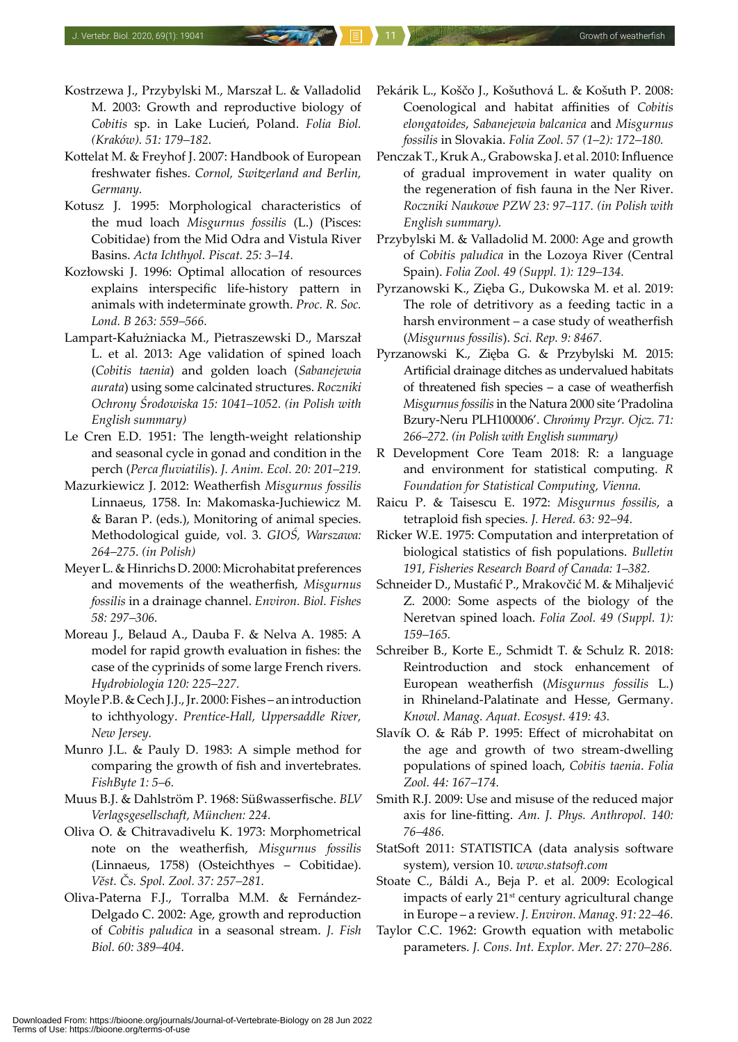Kostrzewa J., Przybylski M., Marszał L. & Valladolid M. 2003: Growth and reproductive biology of *Cobitis* sp. in Lake Lucień, Poland. *Folia Biol. (Kraków). 51: 179–182.*

Kottelat M. & Freyhof J. 2007: Handbook of European freshwater fishes. *Cornol, Switzerland and Berlin, Germany.*

Kotusz J. 1995: Morphological characteristics of the mud loach *Misgurnus fossilis* (L.) (Pisces: Cobitidae) from the Mid Odra and Vistula River Basins. *Acta Ichthyol. Piscat. 25: 3–14.*

Kozłowski J. 1996: Optimal allocation of resources explains interspecific life-history pattern in animals with indeterminate growth. *Proc. R. Soc. Lond. B 263: 559–566.*

Lampart-Kałużniacka M., Pietraszewski D., Marszał L. et al. 2013: Age validation of spined loach (*Cobitis taenia*) and golden loach (*Sabanejewia aurata*) using some calcinated structures. *Roczniki Ochrony Środowiska 15: 1041–1052. (in Polish with English summary)*

Le Cren E.D. 1951: The length-weight relationship and seasonal cycle in gonad and condition in the perch (*Perca fluviatilis*). *J. Anim. Ecol. 20: 201–219.*

Mazurkiewicz J. 2012: Weatherfish *Misgurnus fossilis* Linnaeus, 1758. In: Makomaska-Juchiewicz M. & Baran P. (eds.), Monitoring of animal species. Methodological guide, vol. 3. *GIOŚ, Warszawa: 264–275. (in Polish)*

Meyer L. & Hinrichs D. 2000: Microhabitat preferences and movements of the weatherfish, *Misgurnus fossilis* in a drainage channel. *Environ. Biol. Fishes 58: 297–306.*

Moreau J., Belaud A., Dauba F. & Nelva A. 1985: A model for rapid growth evaluation in fishes: the case of the cyprinids of some large French rivers. *Hydrobiologia 120: 225–227.*

Moyle P.B. & Cech J.J., Jr. 2000: Fishes – an introduction to ichthyology. *Prentice-Hall, Uppersaddle River, New Jersey.*

Munro J.L. & Pauly D. 1983: A simple method for comparing the growth of fish and invertebrates. *FishByte 1: 5–6.*

Muus B.J. & Dahlström P. 1968: Süßwasserfische. *BLV Verlagsgesellschaft, München: 224.*

Oliva O. & Chitravadivelu K. 1973: Morphometrical note on the weatherfish, *Misgurnus fossilis* (Linnaeus, 1758) (Osteichthyes – Cobitidae). *Věst. Čs. Spol. Zool. 37: 257–281.*

Oliva-Paterna F.J., Torralba M.M. & Fernández-Delgado C. 2002: Age, growth and reproduction of *Cobitis paludica* in a seasonal stream. *J. Fish Biol. 60: 389–404.*

Pekárik L., Koščo J., Košuthová L. & Košuth P. 2008: Coenological and habitat affinities of *Cobitis elongatoides*, *Sabanejewia balcanica* and *Misgurnus fossilis* in Slovakia. *Folia Zool. 57 (1–2): 172–180.*

Penczak T., Kruk A., Grabowska J. et al. 2010: Influence of gradual improvement in water quality on the regeneration of fish fauna in the Ner River. *Roczniki Naukowe PZW 23: 97–117. (in Polish with English summary).*

Przybylski M. & Valladolid M. 2000: Age and growth of *Cobitis paludica* in the Lozoya River (Central Spain). *Folia Zool. 49 (Suppl. 1): 129–134.*

Pyrzanowski K., Zięba G., Dukowska M. et al. 2019: The role of detritivory as a feeding tactic in a harsh environment – a case study of weatherfish (*Misgurnus fossilis*). *Sci. Rep. 9: 8467.*

Pyrzanowski K., Zięba G. & Przybylski M. 2015: Artificial drainage ditches as undervalued habitats of threatened fish species – a case of weatherfish *Misgurnus fossilis* in the Natura 2000 site 'Pradolina Bzury-Neru PLH100006'. *Chrońmy Przyr. Ojcz. 71: 266–272. (in Polish with English summary)*

R Development Core Team 2018: R: a language and environment for statistical computing. *R Foundation for Statistical Computing, Vienna.*

Raicu P. & Taisescu E. 1972: *Misgurnus fossilis*, a tetraploid fish species. *J. Hered. 63: 92–94.*

Ricker W.E. 1975: Computation and interpretation of biological statistics of fish populations. *Bulletin 191, Fisheries Research Board of Canada: 1–382.*

Schneider D., Mustafić P., Mrakovčić M. & Mihaljević Z. 2000: Some aspects of the biology of the Neretvan spined loach. *Folia Zool. 49 (Suppl. 1): 159–165.*

Schreiber B., Korte E., Schmidt T. & Schulz R. 2018: Reintroduction and stock enhancement of European weatherfish (*Misgurnus fossilis* L.) in Rhineland-Palatinate and Hesse, Germany. *Knowl. Manag. Aquat. Ecosyst. 419: 43.*

Slavík O. & Ráb P. 1995: Effect of microhabitat on the age and growth of two stream-dwelling populations of spined loach, *Cobitis taenia*. *Folia Zool. 44: 167–174.*

Smith R.J. 2009: Use and misuse of the reduced major axis for line-fitting. *Am. J. Phys. Anthropol. 140: 76–486.*

StatSoft 2011: STATISTICA (data analysis software system), version 10. *www.statsoft.com*

Stoate C., Báldi A., Beja P. et al. 2009: Ecological impacts of early 21st century agricultural change in Europe – a review. *J. Environ. Manag. 91: 22–46.*

Taylor C.C. 1962: Growth equation with metabolic parameters. *J. Cons. Int. Explor. Mer. 27: 270–286.*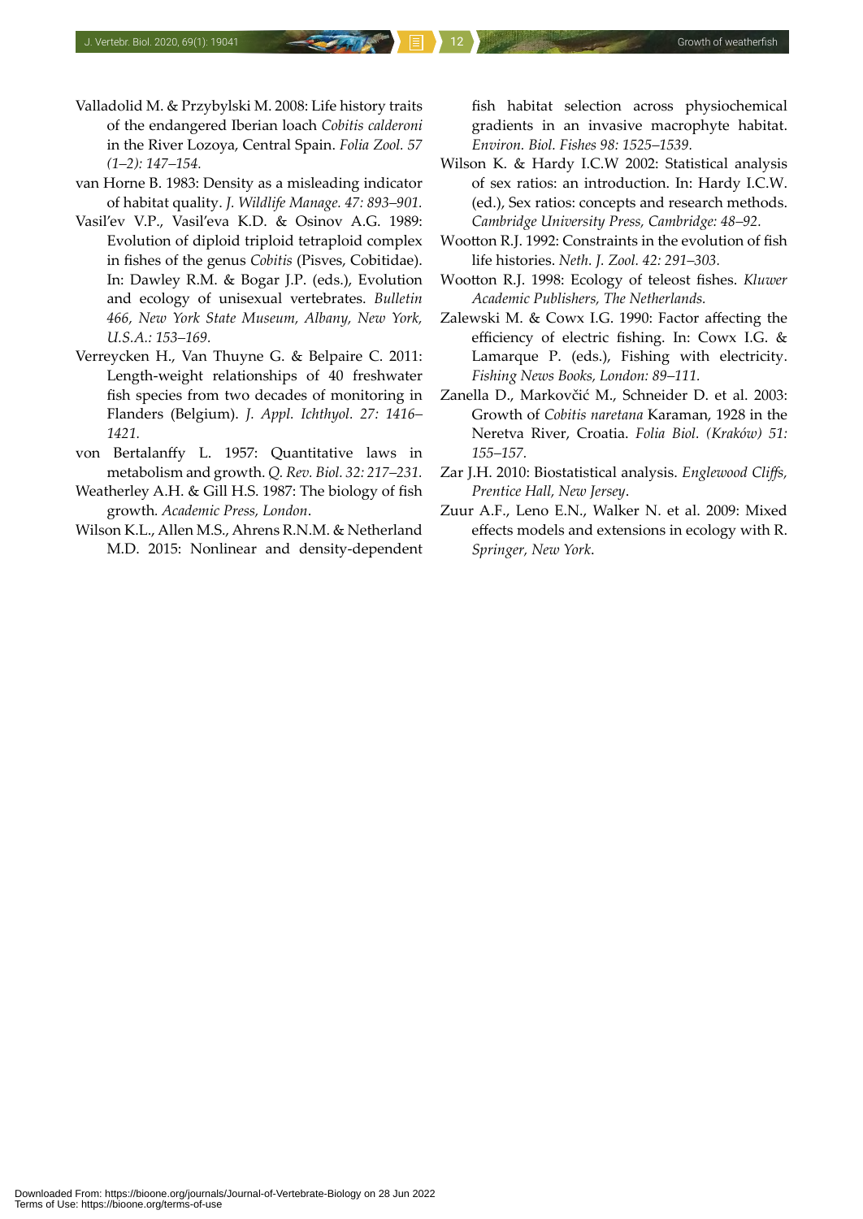Valladolid M. & Przybylski M. 2008: Life history traits of the endangered Iberian loach *Cobitis calderoni* in the River Lozoya, Central Spain. *Folia Zool. 57 (1–2): 147–154.*

van Horne B. 1983: Density as a misleading indicator of habitat quality. *J. Wildlife Manage. 47: 893–901.*

Vasil'ev V.P., Vasil'eva K.D. & Osinov A.G. 1989: Evolution of diploid triploid tetraploid complex in fishes of the genus *Cobitis* (Pisves, Cobitidae). In: Dawley R.M. & Bogar J.P. (eds.), Evolution and ecology of unisexual vertebrates. *Bulletin 466, New York State Museum, Albany, New York, U.S.A.: 153–169.*

Verreycken H., Van Thuyne G. & Belpaire C. 2011: Length-weight relationships of 40 freshwater fish species from two decades of monitoring in Flanders (Belgium). *J. Appl. Ichthyol. 27: 1416–1421.*

von Bertalanffy L. 1957: Quantitative laws in metabolism and growth. *Q. Rev. Biol. 32: 217–231.*

Weatherley A.H. & Gill H.S. 1987: The biology of fish growth. *Academic Press, London*.

Wilson K.L., Allen M.S., Ahrens R.N.M. & Netherland M.D. 2015: Nonlinear and density-dependent fish habitat selection across physiochemical gradients in an invasive macrophyte habitat. *Environ. Biol. Fishes 98: 1525–1539.*

Wilson K. & Hardy I.C.W 2002: Statistical analysis of sex ratios: an introduction. In: Hardy I.C.W. (ed.), Sex ratios: concepts and research methods. *Cambridge University Press, Cambridge: 48–92.*

Wootton R.J. 1992: Constraints in the evolution of fish life histories. *Neth. J. Zool. 42: 291–303.*

Wootton R.J. 1998: Ecology of teleost fishes. *Kluwer Academic Publishers, The Netherlands.*

Zalewski M. & Cowx I.G. 1990: Factor affecting the efficiency of electric fishing. In: Cowx I.G. & Lamarque P. (eds.), Fishing with electricity. *Fishing News Books, London: 89–111.*

Zanella D., Markovčić M., Schneider D. et al. 2003: Growth of *Cobitis naretana* Karaman, 1928 in the Neretva River, Croatia. *Folia Biol. (Kraków) 51: 155–157.*

Zar J.H. 2010: Biostatistical analysis. *Englewood Cliffs, Prentice Hall, New Jersey*.

Zuur A.F., Leno E.N., Walker N. et al. 2009: Mixed effects models and extensions in ecology with R. *Springer, New York*.